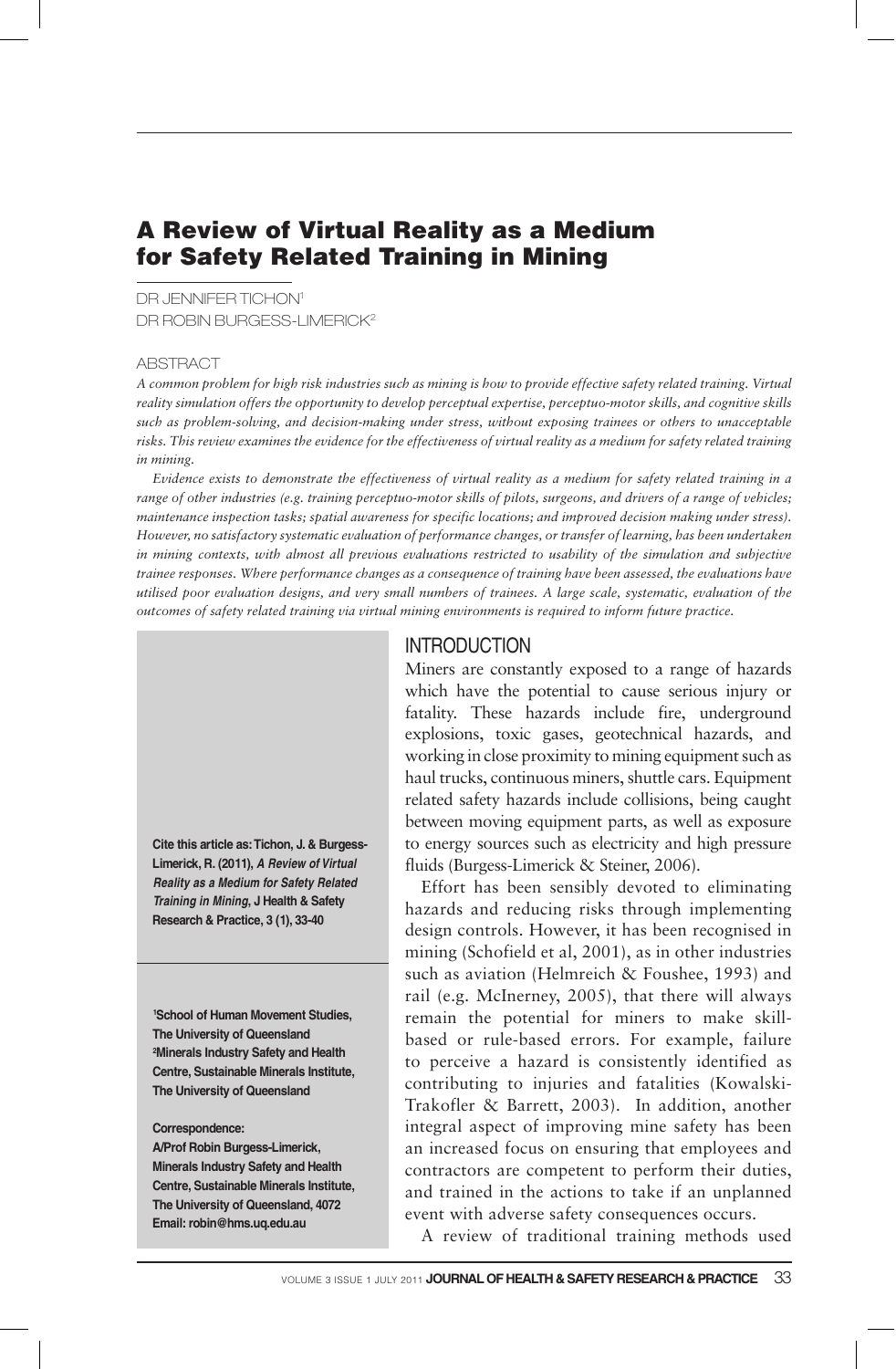# A Review of Virtual Reality as a Medium for Safety Related Training in Mining

DR JENNIFER TICHON[1]
DR ROBIN BURGESS-LIMERICK[2]

## ABSTRACT

*A common problem for high risk industries such as mining is how to provide effective safety related training. Virtual reality simulation offers the opportunity to develop perceptual expertise, perceptuo-motor skills, and cognitive skills such as problem-solving, and decision-making under stress, without exposing trainees or others to unacceptable risks. This review examines the evidence for the effectiveness of virtual reality as a medium for safety related training in mining.*

*Evidence exists to demonstrate the effectiveness of virtual reality as a medium for safety related training in a range of other industries (e.g. training perceptuo-motor skills of pilots, surgeons, and drivers of a range of vehicles; maintenance inspection tasks; spatial awareness for specific locations; and improved decision making under stress). However, no satisfactory systematic evaluation of performance changes, or transfer of learning, has been undertaken in mining contexts, with almost all previous evaluations restricted to usability of the simulation and subjective trainee responses. Where performance changes as a consequence of training have been assessed, the evaluations have utilised poor evaluation designs, and very small numbers of trainees. A large scale, systematic, evaluation of the outcomes of safety related training via virtual mining environments is required to inform future practice.*

**Cite this article as: Tichon, J. & Burgess-Limerick, R. (2011), *A Review of Virtual Reality as a Medium for Safety Related Training in Mining*, J Health & Safety Research & Practice, 3 (1), 33-40**

**[1]School of Human Movement Studies, The University of Queensland**
**[2]Minerals Industry Safety and Health Centre, Sustainable Minerals Institute, The University of Queensland**

**Correspondence:**
**A/Prof Robin Burgess-Limerick, Minerals Industry Safety and Health Centre, Sustainable Minerals Institute, The University of Queensland, 4072**
**Email: robin@hms.uq.edu.au**

## INTRODUCTION

Miners are constantly exposed to a range of hazards which have the potential to cause serious injury or fatality. These hazards include fire, underground explosions, toxic gases, geotechnical hazards, and working in close proximity to mining equipment such as haul trucks, continuous miners, shuttle cars. Equipment related safety hazards include collisions, being caught between moving equipment parts, as well as exposure to energy sources such as electricity and high pressure fluids (Burgess-Limerick & Steiner, 2006).

Effort has been sensibly devoted to eliminating hazards and reducing risks through implementing design controls. However, it has been recognised in mining (Schofield et al, 2001), as in other industries such as aviation (Helmreich & Foushee, 1993) and rail (e.g. McInerney, 2005), that there will always remain the potential for miners to make skill-based or rule-based errors. For example, failure to perceive a hazard is consistently identified as contributing to injuries and fatalities (Kowalski-Trakofler & Barrett, 2003). In addition, another integral aspect of improving mine safety has been an increased focus on ensuring that employees and contractors are competent to perform their duties, and trained in the actions to take if an unplanned event with adverse safety consequences occurs.

A review of traditional training methods used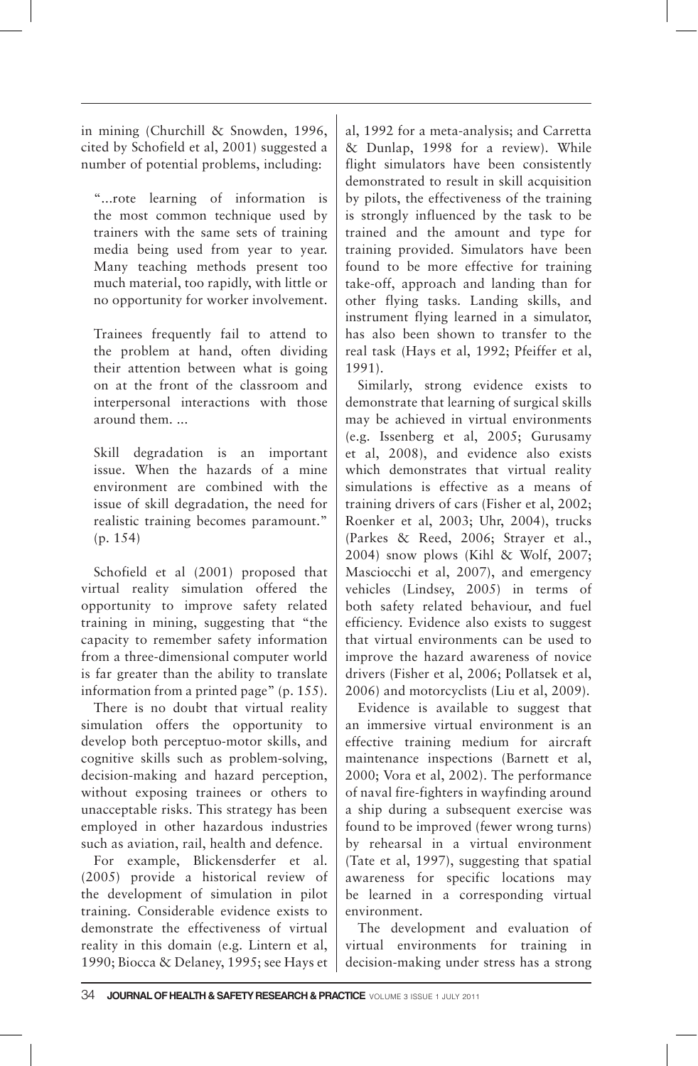in mining (Churchill & Snowden, 1996, cited by Schofield et al, 2001) suggested a number of potential problems, including:

> "...rote learning of information is the most common technique used by trainers with the same sets of training media being used from year to year. Many teaching methods present too much material, too rapidly, with little or no opportunity for worker involvement.
>
> Trainees frequently fail to attend to the problem at hand, often dividing their attention between what is going on at the front of the classroom and interpersonal interactions with those around them. ...
>
> Skill degradation is an important issue. When the hazards of a mine environment are combined with the issue of skill degradation, the need for realistic training becomes paramount." (p. 154)

Schofield et al (2001) proposed that virtual reality simulation offered the opportunity to improve safety related training in mining, suggesting that "the capacity to remember safety information from a three-dimensional computer world is far greater than the ability to translate information from a printed page" (p. 155).

There is no doubt that virtual reality simulation offers the opportunity to develop both perceptuo-motor skills, and cognitive skills such as problem-solving, decision-making and hazard perception, without exposing trainees or others to unacceptable risks. This strategy has been employed in other hazardous industries such as aviation, rail, health and defence.

For example, Blickensderfer et al. (2005) provide a historical review of the development of simulation in pilot training. Considerable evidence exists to demonstrate the effectiveness of virtual reality in this domain (e.g. Lintern et al, 1990; Biocca & Delaney, 1995; see Hays et al, 1992 for a meta-analysis; and Carretta & Dunlap, 1998 for a review). While flight simulators have been consistently demonstrated to result in skill acquisition by pilots, the effectiveness of the training is strongly influenced by the task to be trained and the amount and type for training provided. Simulators have been found to be more effective for training take-off, approach and landing than for other flying tasks. Landing skills, and instrument flying learned in a simulator, has also been shown to transfer to the real task (Hays et al, 1992; Pfeiffer et al, 1991).

Similarly, strong evidence exists to demonstrate that learning of surgical skills may be achieved in virtual environments (e.g. Issenberg et al, 2005; Gurusamy et al, 2008), and evidence also exists which demonstrates that virtual reality simulations is effective as a means of training drivers of cars (Fisher et al, 2002; Roenker et al, 2003; Uhr, 2004), trucks (Parkes & Reed, 2006; Strayer et al., 2004) snow plows (Kihl & Wolf, 2007; Masciocchi et al, 2007), and emergency vehicles (Lindsey, 2005) in terms of both safety related behaviour, and fuel efficiency. Evidence also exists to suggest that virtual environments can be used to improve the hazard awareness of novice drivers (Fisher et al, 2006; Pollatsek et al, 2006) and motorcyclists (Liu et al, 2009).

Evidence is available to suggest that an immersive virtual environment is an effective training medium for aircraft maintenance inspections (Barnett et al, 2000; Vora et al, 2002). The performance of naval fire-fighters in wayfinding around a ship during a subsequent exercise was found to be improved (fewer wrong turns) by rehearsal in a virtual environment (Tate et al, 1997), suggesting that spatial awareness for specific locations may be learned in a corresponding virtual environment.

The development and evaluation of virtual environments for training in decision-making under stress has a strong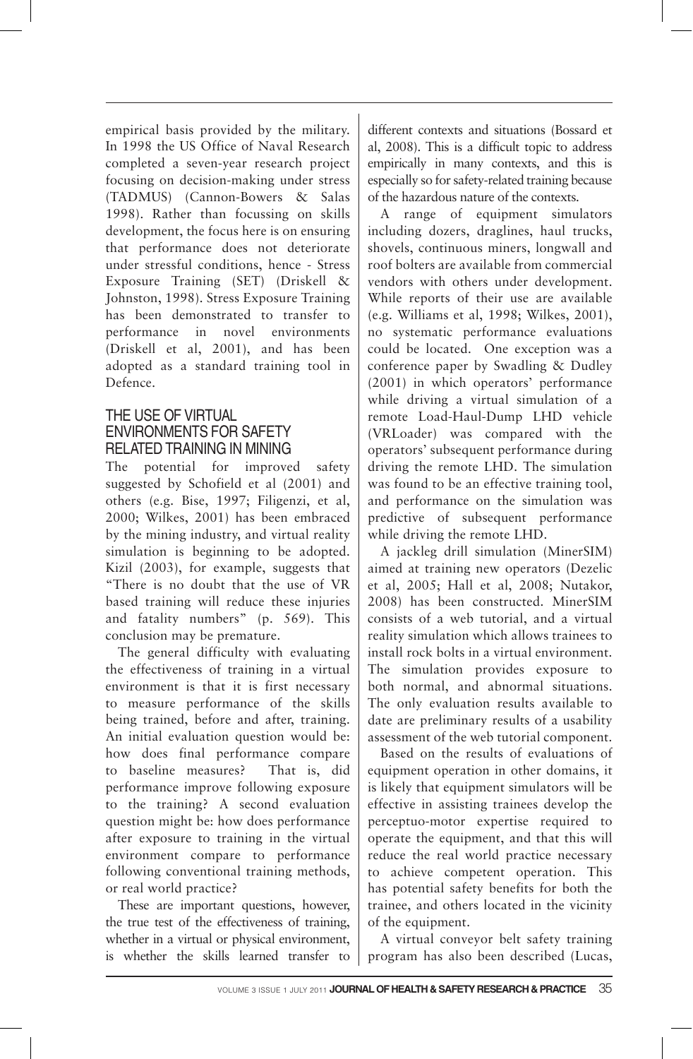empirical basis provided by the military. In 1998 the US Office of Naval Research completed a seven-year research project focusing on decision-making under stress (TADMUS) (Cannon-Bowers & Salas 1998). Rather than focussing on skills development, the focus here is on ensuring that performance does not deteriorate under stressful conditions, hence - Stress Exposure Training (SET) (Driskell & Johnston, 1998). Stress Exposure Training has been demonstrated to transfer to performance in novel environments (Driskell et al, 2001), and has been adopted as a standard training tool in Defence.

## THE USE OF VIRTUAL ENVIRONMENTS FOR SAFETY RELATED TRAINING IN MINING

The potential for improved safety suggested by Schofield et al (2001) and others (e.g. Bise, 1997; Filigenzi, et al, 2000; Wilkes, 2001) has been embraced by the mining industry, and virtual reality simulation is beginning to be adopted. Kizil (2003), for example, suggests that "There is no doubt that the use of VR based training will reduce these injuries and fatality numbers" (p. 569). This conclusion may be premature.

The general difficulty with evaluating the effectiveness of training in a virtual environment is that it is first necessary to measure performance of the skills being trained, before and after, training. An initial evaluation question would be: how does final performance compare to baseline measures? That is, did performance improve following exposure to the training? A second evaluation question might be: how does performance after exposure to training in the virtual environment compare to performance following conventional training methods, or real world practice?

These are important questions, however, the true test of the effectiveness of training, whether in a virtual or physical environment, is whether the skills learned transfer to different contexts and situations (Bossard et al, 2008). This is a difficult topic to address empirically in many contexts, and this is especially so for safety-related training because of the hazardous nature of the contexts.

A range of equipment simulators including dozers, draglines, haul trucks, shovels, continuous miners, longwall and roof bolters are available from commercial vendors with others under development. While reports of their use are available (e.g. Williams et al, 1998; Wilkes, 2001), no systematic performance evaluations could be located. One exception was a conference paper by Swadling & Dudley (2001) in which operators' performance while driving a virtual simulation of a remote Load-Haul-Dump LHD vehicle (VRLoader) was compared with the operators' subsequent performance during driving the remote LHD. The simulation was found to be an effective training tool, and performance on the simulation was predictive of subsequent performance while driving the remote LHD.

A jackleg drill simulation (MinerSIM) aimed at training new operators (Dezelic et al, 2005; Hall et al, 2008; Nutakor, 2008) has been constructed. MinerSIM consists of a web tutorial, and a virtual reality simulation which allows trainees to install rock bolts in a virtual environment. The simulation provides exposure to both normal, and abnormal situations. The only evaluation results available to date are preliminary results of a usability assessment of the web tutorial component.

Based on the results of evaluations of equipment operation in other domains, it is likely that equipment simulators will be effective in assisting trainees develop the perceptuo-motor expertise required to operate the equipment, and that this will reduce the real world practice necessary to achieve competent operation. This has potential safety benefits for both the trainee, and others located in the vicinity of the equipment.

A virtual conveyor belt safety training program has also been described (Lucas,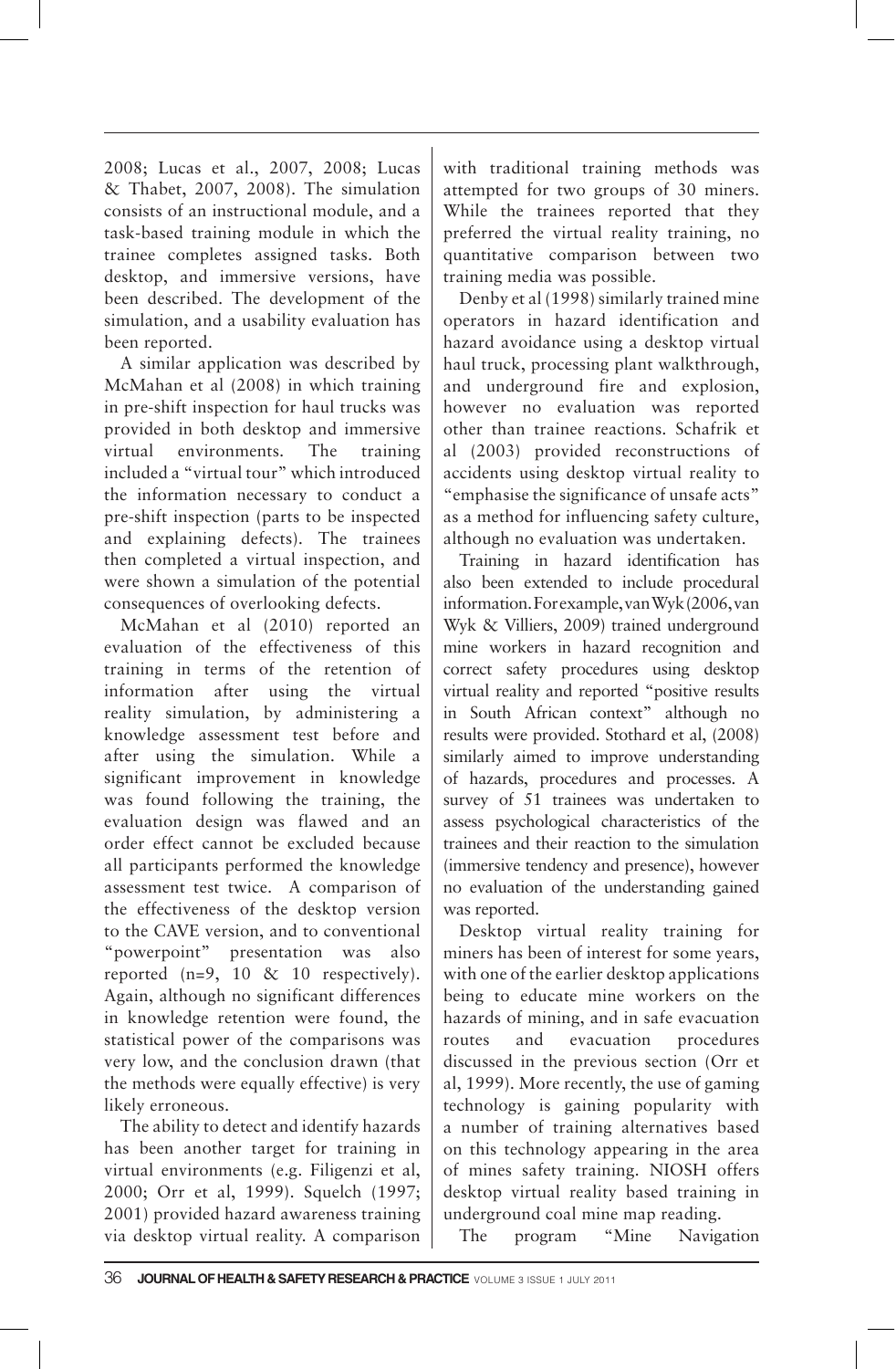2008; Lucas et al., 2007, 2008; Lucas & Thabet, 2007, 2008). The simulation consists of an instructional module, and a task-based training module in which the trainee completes assigned tasks. Both desktop, and immersive versions, have been described. The development of the simulation, and a usability evaluation has been reported.

A similar application was described by McMahan et al (2008) in which training in pre-shift inspection for haul trucks was provided in both desktop and immersive virtual environments. The training included a "virtual tour" which introduced the information necessary to conduct a pre-shift inspection (parts to be inspected and explaining defects). The trainees then completed a virtual inspection, and were shown a simulation of the potential consequences of overlooking defects.

McMahan et al (2010) reported an evaluation of the effectiveness of this training in terms of the retention of information after using the virtual reality simulation, by administering a knowledge assessment test before and after using the simulation. While a significant improvement in knowledge was found following the training, the evaluation design was flawed and an order effect cannot be excluded because all participants performed the knowledge assessment test twice. A comparison of the effectiveness of the desktop version to the CAVE version, and to conventional "powerpoint" presentation was also reported (n=9, 10 & 10 respectively). Again, although no significant differences in knowledge retention were found, the statistical power of the comparisons was very low, and the conclusion drawn (that the methods were equally effective) is very likely erroneous.

The ability to detect and identify hazards has been another target for training in virtual environments (e.g. Filigenzi et al, 2000; Orr et al, 1999). Squelch (1997; 2001) provided hazard awareness training via desktop virtual reality. A comparison with traditional training methods was attempted for two groups of 30 miners. While the trainees reported that they preferred the virtual reality training, no quantitative comparison between two training media was possible.

Denby et al (1998) similarly trained mine operators in hazard identification and hazard avoidance using a desktop virtual haul truck, processing plant walkthrough, and underground fire and explosion, however no evaluation was reported other than trainee reactions. Schafrik et al (2003) provided reconstructions of accidents using desktop virtual reality to "emphasise the significance of unsafe acts" as a method for influencing safety culture, although no evaluation was undertaken.

Training in hazard identification has also been extended to include procedural information. For example, van Wyk (2006, van Wyk & Villiers, 2009) trained underground mine workers in hazard recognition and correct safety procedures using desktop virtual reality and reported "positive results in South African context" although no results were provided. Stothard et al, (2008) similarly aimed to improve understanding of hazards, procedures and processes. A survey of 51 trainees was undertaken to assess psychological characteristics of the trainees and their reaction to the simulation (immersive tendency and presence), however no evaluation of the understanding gained was reported.

Desktop virtual reality training for miners has been of interest for some years, with one of the earlier desktop applications being to educate mine workers on the hazards of mining, and in safe evacuation routes and evacuation procedures discussed in the previous section (Orr et al, 1999). More recently, the use of gaming technology is gaining popularity with a number of training alternatives based on this technology appearing in the area of mines safety training. NIOSH offers desktop virtual reality based training in underground coal mine map reading.

The program "Mine Navigation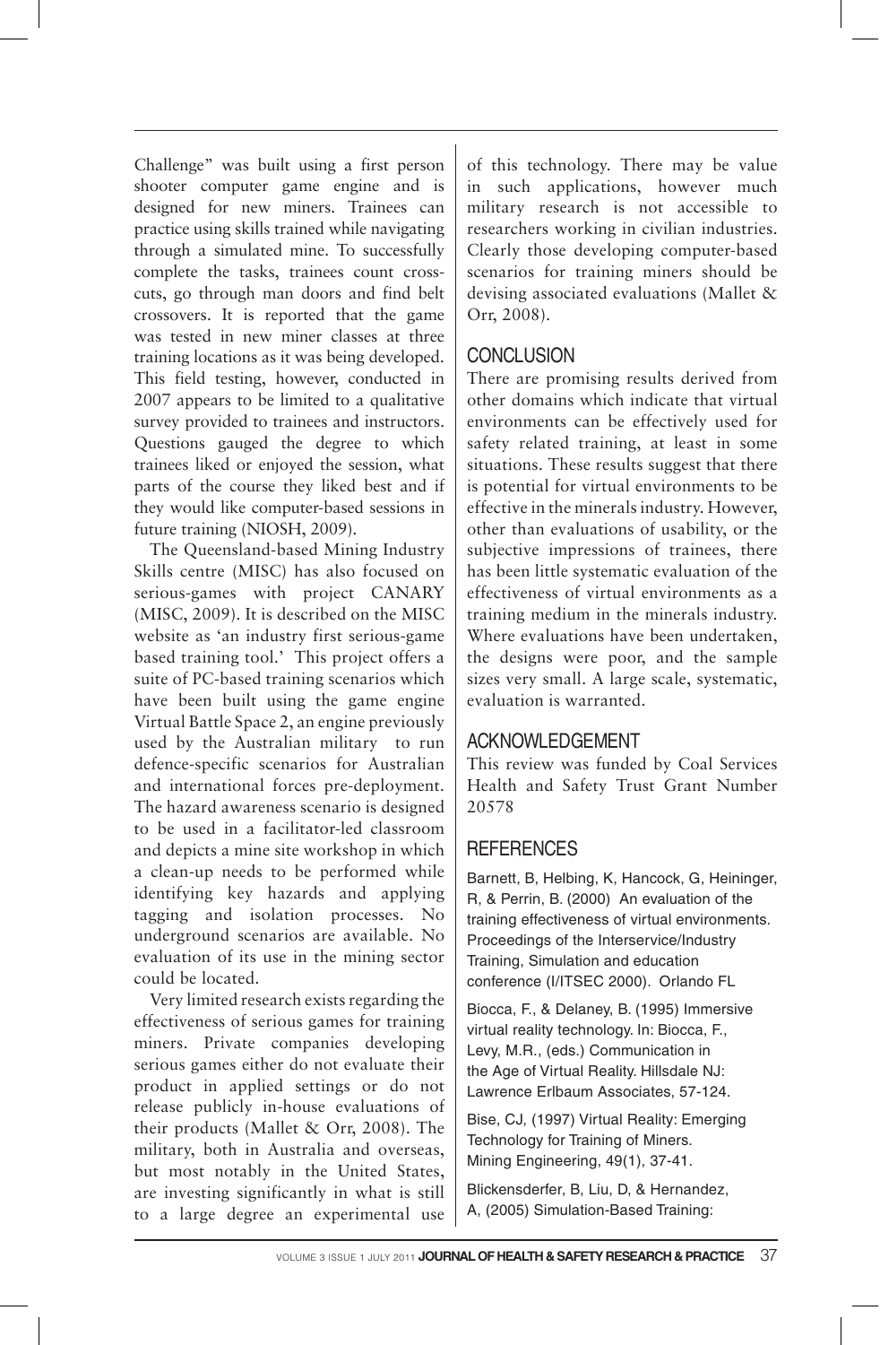Challenge" was built using a first person shooter computer game engine and is designed for new miners. Trainees can practice using skills trained while navigating through a simulated mine. To successfully complete the tasks, trainees count cross-cuts, go through man doors and find belt crossovers. It is reported that the game was tested in new miner classes at three training locations as it was being developed. This field testing, however, conducted in 2007 appears to be limited to a qualitative survey provided to trainees and instructors. Questions gauged the degree to which trainees liked or enjoyed the session, what parts of the course they liked best and if they would like computer-based sessions in future training (NIOSH, 2009).

The Queensland-based Mining Industry Skills centre (MISC) has also focused on serious-games with project CANARY (MISC, 2009). It is described on the MISC website as 'an industry first serious-game based training tool.' This project offers a suite of PC-based training scenarios which have been built using the game engine Virtual Battle Space 2, an engine previously used by the Australian military to run defence-specific scenarios for Australian and international forces pre-deployment. The hazard awareness scenario is designed to be used in a facilitator-led classroom and depicts a mine site workshop in which a clean-up needs to be performed while identifying key hazards and applying tagging and isolation processes. No underground scenarios are available. No evaluation of its use in the mining sector could be located.

Very limited research exists regarding the effectiveness of serious games for training miners. Private companies developing serious games either do not evaluate their product in applied settings or do not release publicly in-house evaluations of their products (Mallet & Orr, 2008). The military, both in Australia and overseas, but most notably in the United States, are investing significantly in what is still to a large degree an experimental use of this technology. There may be value in such applications, however much military research is not accessible to researchers working in civilian industries. Clearly those developing computer-based scenarios for training miners should be devising associated evaluations (Mallet & Orr, 2008).

## CONCLUSION

There are promising results derived from other domains which indicate that virtual environments can be effectively used for safety related training, at least in some situations. These results suggest that there is potential for virtual environments to be effective in the minerals industry. However, other than evaluations of usability, or the subjective impressions of trainees, there has been little systematic evaluation of the effectiveness of virtual environments as a training medium in the minerals industry. Where evaluations have been undertaken, the designs were poor, and the sample sizes very small. A large scale, systematic, evaluation is warranted.

## ACKNOWLEDGEMENT

This review was funded by Coal Services Health and Safety Trust Grant Number 20578

## REFERENCES

Barnett, B, Helbing, K, Hancock, G, Heininger, R, & Perrin, B. (2000) An evaluation of the training effectiveness of virtual environments. Proceedings of the Interservice/Industry Training, Simulation and education conference (I/ITSEC 2000). Orlando FL

Biocca, F., & Delaney, B. (1995) Immersive virtual reality technology. In: Biocca, F., Levy, M.R., (eds.) Communication in the Age of Virtual Reality. Hillsdale NJ: Lawrence Erlbaum Associates, 57-124.

Bise, CJ, (1997) Virtual Reality: Emerging Technology for Training of Miners. Mining Engineering, 49(1), 37-41.

Blickensderfer, B, Liu, D, & Hernandez, A, (2005) Simulation-Based Training: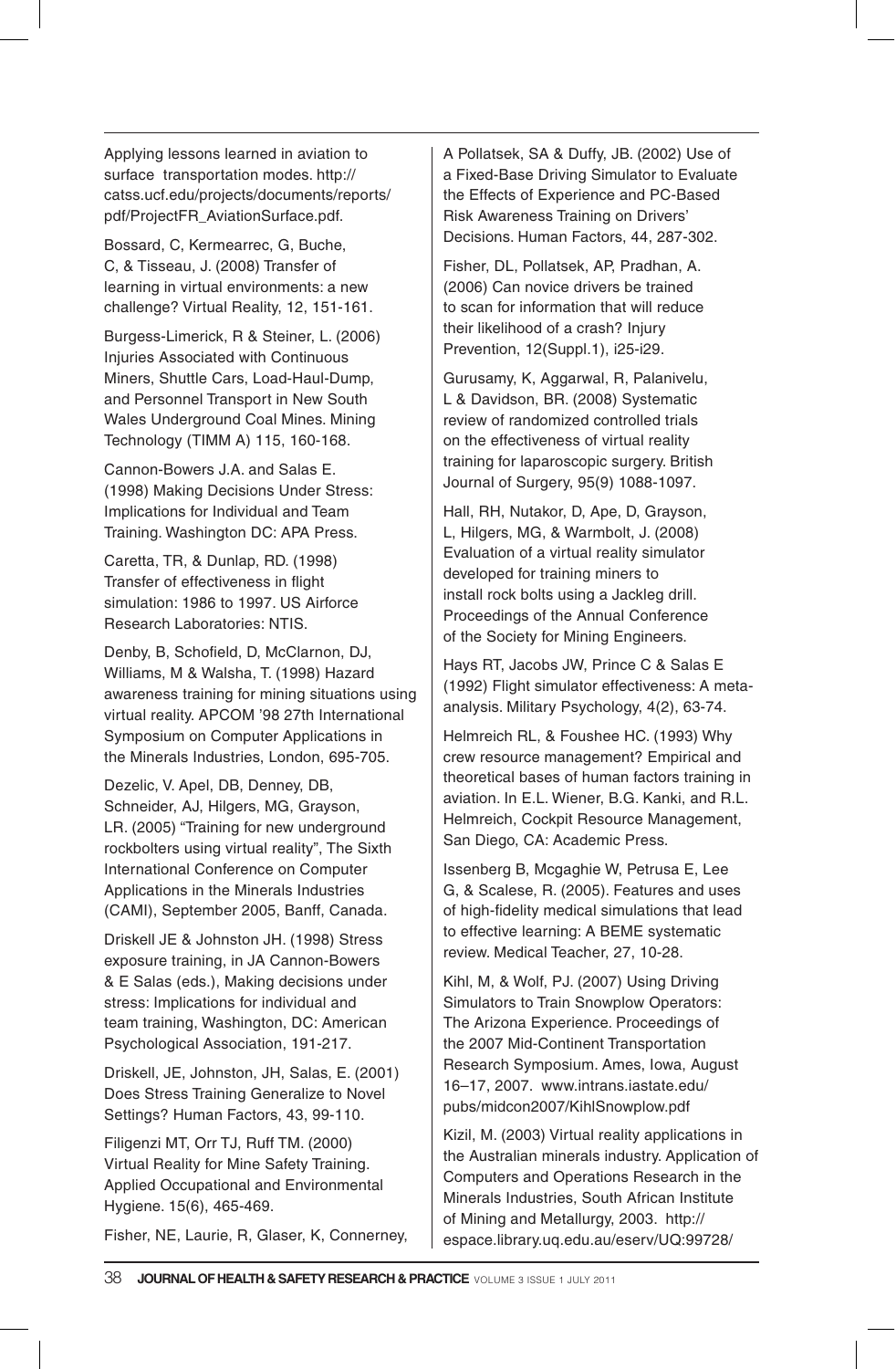Applying lessons learned in aviation to surface transportation modes. http://catss.ucf.edu/projects/documents/reports/pdf/ProjectFR_AviationSurface.pdf.

Bossard, C, Kermearrec, G, Buche, C, & Tisseau, J. (2008) Transfer of learning in virtual environments: a new challenge? Virtual Reality, 12, 151-161.

Burgess-Limerick, R & Steiner, L. (2006) Injuries Associated with Continuous Miners, Shuttle Cars, Load-Haul-Dump, and Personnel Transport in New South Wales Underground Coal Mines. Mining Technology (TIMM A) 115, 160-168.

Cannon-Bowers J.A. and Salas E. (1998) Making Decisions Under Stress: Implications for Individual and Team Training. Washington DC: APA Press.

Caretta, TR, & Dunlap, RD. (1998) Transfer of effectiveness in flight simulation: 1986 to 1997. US Airforce Research Laboratories: NTIS.

Denby, B, Schofield, D, McClarnon, DJ, Williams, M & Walsha, T. (1998) Hazard awareness training for mining situations using virtual reality. APCOM '98 27th International Symposium on Computer Applications in the Minerals Industries, London, 695-705.

Dezelic, V. Apel, DB, Denney, DB, Schneider, AJ, Hilgers, MG, Grayson, LR. (2005) "Training for new underground rockbolters using virtual reality", The Sixth International Conference on Computer Applications in the Minerals Industries (CAMI), September 2005, Banff, Canada.

Driskell JE & Johnston JH. (1998) Stress exposure training, in JA Cannon-Bowers & E Salas (eds.), Making decisions under stress: Implications for individual and team training, Washington, DC: American Psychological Association, 191-217.

Driskell, JE, Johnston, JH, Salas, E. (2001) Does Stress Training Generalize to Novel Settings? Human Factors, 43, 99-110.

Filigenzi MT, Orr TJ, Ruff TM. (2000) Virtual Reality for Mine Safety Training. Applied Occupational and Environmental Hygiene. 15(6), 465-469.

Fisher, NE, Laurie, R, Glaser, K, Connerney, A Pollatsek, SA & Duffy, JB. (2002) Use of a Fixed-Base Driving Simulator to Evaluate the Effects of Experience and PC-Based Risk Awareness Training on Drivers' Decisions. Human Factors, 44, 287-302.

Fisher, DL, Pollatsek, AP, Pradhan, A. (2006) Can novice drivers be trained to scan for information that will reduce their likelihood of a crash? Injury Prevention, 12(Suppl.1), i25-i29.

Gurusamy, K, Aggarwal, R, Palanivelu, L & Davidson, BR. (2008) Systematic review of randomized controlled trials on the effectiveness of virtual reality training for laparoscopic surgery. British Journal of Surgery, 95(9) 1088-1097.

Hall, RH, Nutakor, D, Ape, D, Grayson, L, Hilgers, MG, & Warmbolt, J. (2008) Evaluation of a virtual reality simulator developed for training miners to install rock bolts using a Jackleg drill. Proceedings of the Annual Conference of the Society for Mining Engineers.

Hays RT, Jacobs JW, Prince C & Salas E (1992) Flight simulator effectiveness: A meta-analysis. Military Psychology, 4(2), 63-74.

Helmreich RL, & Foushee HC. (1993) Why crew resource management? Empirical and theoretical bases of human factors training in aviation. In E.L. Wiener, B.G. Kanki, and R.L. Helmreich, Cockpit Resource Management, San Diego, CA: Academic Press.

Issenberg B, Mcgaghie W, Petrusa E, Lee G, & Scalese, R. (2005). Features and uses of high-fidelity medical simulations that lead to effective learning: A BEME systematic review. Medical Teacher, 27, 10-28.

Kihl, M, & Wolf, PJ. (2007) Using Driving Simulators to Train Snowplow Operators: The Arizona Experience. Proceedings of the 2007 Mid-Continent Transportation Research Symposium. Ames, Iowa, August 16–17, 2007. www.intrans.iastate.edu/pubs/midcon2007/KihlSnowplow.pdf

Kizil, M. (2003) Virtual reality applications in the Australian minerals industry. Application of Computers and Operations Research in the Minerals Industries, South African Institute of Mining and Metallurgy, 2003. http://espace.library.uq.edu.au/eserv/UQ:99728/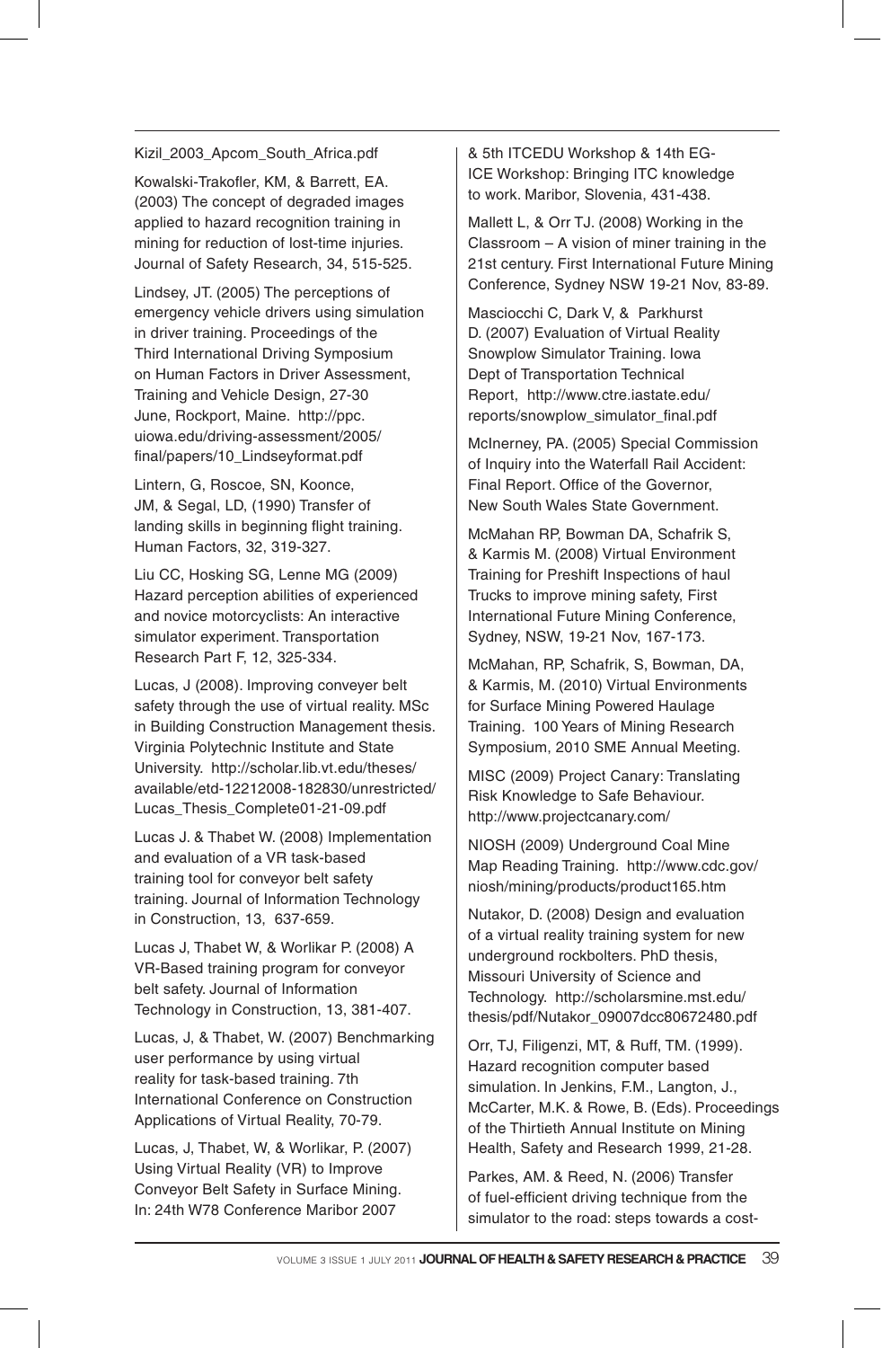Kizil_2003_Apcom_South_Africa.pdf

Kowalski-Trakofler, KM, & Barrett, EA. (2003) The concept of degraded images applied to hazard recognition training in mining for reduction of lost-time injuries. Journal of Safety Research, 34, 515-525.

Lindsey, JT. (2005) The perceptions of emergency vehicle drivers using simulation in driver training. Proceedings of the Third International Driving Symposium on Human Factors in Driver Assessment, Training and Vehicle Design, 27-30 June, Rockport, Maine. http://ppc.uiowa.edu/driving-assessment/2005/final/papers/10_Lindseyformat.pdf

Lintern, G, Roscoe, SN, Koonce, JM, & Segal, LD, (1990) Transfer of landing skills in beginning flight training. Human Factors, 32, 319-327.

Liu CC, Hosking SG, Lenne MG (2009) Hazard perception abilities of experienced and novice motorcyclists: An interactive simulator experiment. Transportation Research Part F, 12, 325-334.

Lucas, J (2008). Improving conveyer belt safety through the use of virtual reality. MSc in Building Construction Management thesis. Virginia Polytechnic Institute and State University. http://scholar.lib.vt.edu/theses/available/etd-12212008-182830/unrestricted/Lucas_Thesis_Complete01-21-09.pdf

Lucas J. & Thabet W. (2008) Implementation and evaluation of a VR task-based training tool for conveyor belt safety training. Journal of Information Technology in Construction, 13, 637-659.

Lucas J, Thabet W, & Worlikar P. (2008) A VR-Based training program for conveyor belt safety. Journal of Information Technology in Construction, 13, 381-407.

Lucas, J, & Thabet, W. (2007) Benchmarking user performance by using virtual reality for task-based training. 7th International Conference on Construction Applications of Virtual Reality, 70-79.

Lucas, J, Thabet, W, & Worlikar, P. (2007) Using Virtual Reality (VR) to Improve Conveyor Belt Safety in Surface Mining. In: 24th W78 Conference Maribor 2007 & 5th ITCEDU Workshop & 14th EG-ICE Workshop: Bringing ITC knowledge to work. Maribor, Slovenia, 431-438.

Mallett L, & Orr TJ. (2008) Working in the Classroom – A vision of miner training in the 21st century. First International Future Mining Conference, Sydney NSW 19-21 Nov, 83-89.

Masciocchi C, Dark V, & Parkhurst D. (2007) Evaluation of Virtual Reality Snowplow Simulator Training. Iowa Dept of Transportation Technical Report, http://www.ctre.iastate.edu/reports/snowplow_simulator_final.pdf

McInerney, PA. (2005) Special Commission of Inquiry into the Waterfall Rail Accident: Final Report. Office of the Governor, New South Wales State Government.

McMahan RP, Bowman DA, Schafrik S, & Karmis M. (2008) Virtual Environment Training for Preshift Inspections of haul Trucks to improve mining safety, First International Future Mining Conference, Sydney, NSW, 19-21 Nov, 167-173.

McMahan, RP, Schafrik, S, Bowman, DA, & Karmis, M. (2010) Virtual Environments for Surface Mining Powered Haulage Training. 100 Years of Mining Research Symposium, 2010 SME Annual Meeting.

MISC (2009) Project Canary: Translating Risk Knowledge to Safe Behaviour. http://www.projectcanary.com/

NIOSH (2009) Underground Coal Mine Map Reading Training. http://www.cdc.gov/niosh/mining/products/product165.htm

Nutakor, D. (2008) Design and evaluation of a virtual reality training system for new underground rockbolters. PhD thesis, Missouri University of Science and Technology. http://scholarsmine.mst.edu/thesis/pdf/Nutakor_09007dcc80672480.pdf

Orr, TJ, Filigenzi, MT, & Ruff, TM. (1999). Hazard recognition computer based simulation. In Jenkins, F.M., Langton, J., McCarter, M.K. & Rowe, B. (Eds). Proceedings of the Thirtieth Annual Institute on Mining Health, Safety and Research 1999, 21-28.

Parkes, AM. & Reed, N. (2006) Transfer of fuel-efficient driving technique from the simulator to the road: steps towards a cost-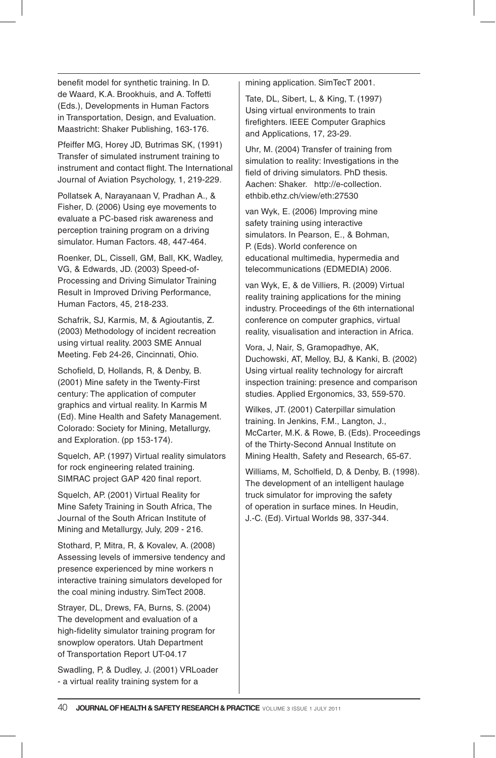benefit model for synthetic training. In D. de Waard, K.A. Brookhuis, and A. Toffetti (Eds.), Developments in Human Factors in Transportation, Design, and Evaluation. Maastricht: Shaker Publishing, 163-176.

Pfeiffer MG, Horey JD, Butrimas SK, (1991) Transfer of simulated instrument training to instrument and contact flight. The International Journal of Aviation Psychology, 1, 219-229.

Pollatsek A, Narayanaan V, Pradhan A., & Fisher, D. (2006) Using eye movements to evaluate a PC-based risk awareness and perception training program on a driving simulator. Human Factors. 48, 447-464.

Roenker, DL, Cissell, GM, Ball, KK, Wadley, VG, & Edwards, JD. (2003) Speed-of-Processing and Driving Simulator Training Result in Improved Driving Performance, Human Factors, 45, 218-233.

Schafrik, SJ, Karmis, M, & Agioutantis, Z. (2003) Methodology of incident recreation using virtual reality. 2003 SME Annual Meeting. Feb 24-26, Cincinnati, Ohio.

Schofield, D, Hollands, R, & Denby, B. (2001) Mine safety in the Twenty-First century: The application of computer graphics and virtual reality. In Karmis M (Ed). Mine Health and Safety Management. Colorado: Society for Mining, Metallurgy, and Exploration. (pp 153-174).

Squelch, AP. (1997) Virtual reality simulators for rock engineering related training. SIMRAC project GAP 420 final report.

Squelch, AP. (2001) Virtual Reality for Mine Safety Training in South Africa, The Journal of the South African Institute of Mining and Metallurgy, July, 209 - 216.

Stothard, P, Mitra, R, & Kovalev, A. (2008) Assessing levels of immersive tendency and presence experienced by mine workers n interactive training simulators developed for the coal mining industry. SimTect 2008.

Strayer, DL, Drews, FA, Burns, S. (2004) The development and evaluation of a high-fidelity simulator training program for snowplow operators. Utah Department of Transportation Report UT-04.17

Swadling, P, & Dudley, J. (2001) VRLoader - a virtual reality training system for a mining application. SimTecT 2001.

Tate, DL, Sibert, L, & King, T. (1997) Using virtual environments to train firefighters. IEEE Computer Graphics and Applications, 17, 23-29.

Uhr, M. (2004) Transfer of training from simulation to reality: Investigations in the field of driving simulators. PhD thesis. Aachen: Shaker. http://e-collection.ethbib.ethz.ch/view/eth:27530

van Wyk, E. (2006) Improving mine safety training using interactive simulators. In Pearson, E., & Bohman, P. (Eds). World conference on educational multimedia, hypermedia and telecommunications (EDMEDIA) 2006.

van Wyk, E, & de Villiers, R. (2009) Virtual reality training applications for the mining industry. Proceedings of the 6th international conference on computer graphics, virtual reality, visualisation and interaction in Africa.

Vora, J, Nair, S, Gramopadhye, AK, Duchowski, AT, Melloy, BJ, & Kanki, B. (2002) Using virtual reality technology for aircraft inspection training: presence and comparison studies. Applied Ergonomics, 33, 559-570.

Wilkes, JT. (2001) Caterpillar simulation training. In Jenkins, F.M., Langton, J., McCarter, M.K. & Rowe, B. (Eds). Proceedings of the Thirty-Second Annual Institute on Mining Health, Safety and Research, 65-67.

Williams, M, Scholfield, D, & Denby, B. (1998). The development of an intelligent haulage truck simulator for improving the safety of operation in surface mines. In Heudin, J.-C. (Ed). Virtual Worlds 98, 337-344.